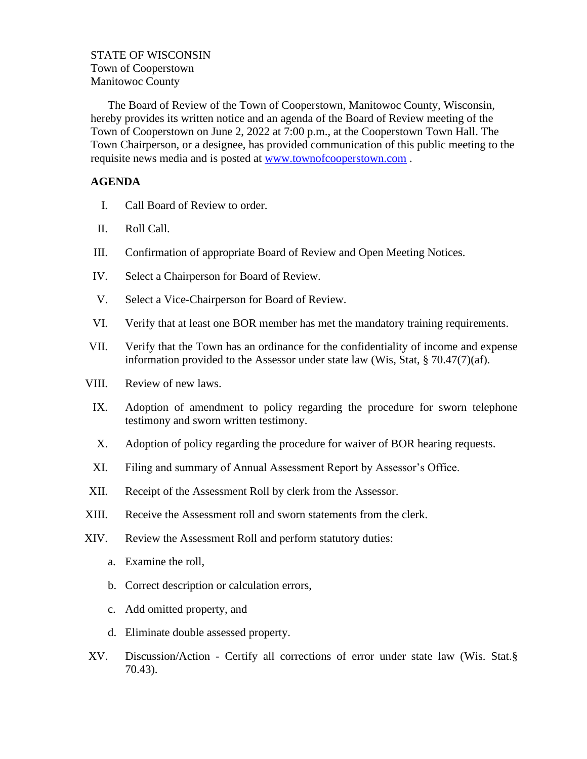STATE OF WISCONSIN
Town of Cooperstown
Manitowoc County

The Board of Review of the Town of Cooperstown, Manitowoc County, Wisconsin, hereby provides its written notice and an agenda of the Board of Review meeting of the Town of Cooperstown on June 2, 2022 at 7:00 p.m., at the Cooperstown Town Hall. The Town Chairperson, or a designee, has provided communication of this public meeting to the requisite news media and is posted at www.townofcooperstown.com .

**AGENDA**

I. Call Board of Review to order.

II. Roll Call.

III. Confirmation of appropriate Board of Review and Open Meeting Notices.

IV. Select a Chairperson for Board of Review.

V. Select a Vice-Chairperson for Board of Review.

VI. Verify that at least one BOR member has met the mandatory training requirements.

VII. Verify that the Town has an ordinance for the confidentiality of income and expense information provided to the Assessor under state law (Wis, Stat, § 70.47(7)(af).

VIII. Review of new laws.

IX. Adoption of amendment to policy regarding the procedure for sworn telephone testimony and sworn written testimony.

X. Adoption of policy regarding the procedure for waiver of BOR hearing requests.

XI. Filing and summary of Annual Assessment Report by Assessor's Office.

XII. Receipt of the Assessment Roll by clerk from the Assessor.

XIII. Receive the Assessment roll and sworn statements from the clerk.

XIV. Review the Assessment Roll and perform statutory duties:

   a. Examine the roll,

   b. Correct description or calculation errors,

   c. Add omitted property, and

   d. Eliminate double assessed property.

XV. Discussion/Action - Certify all corrections of error under state law (Wis. Stat.§ 70.43).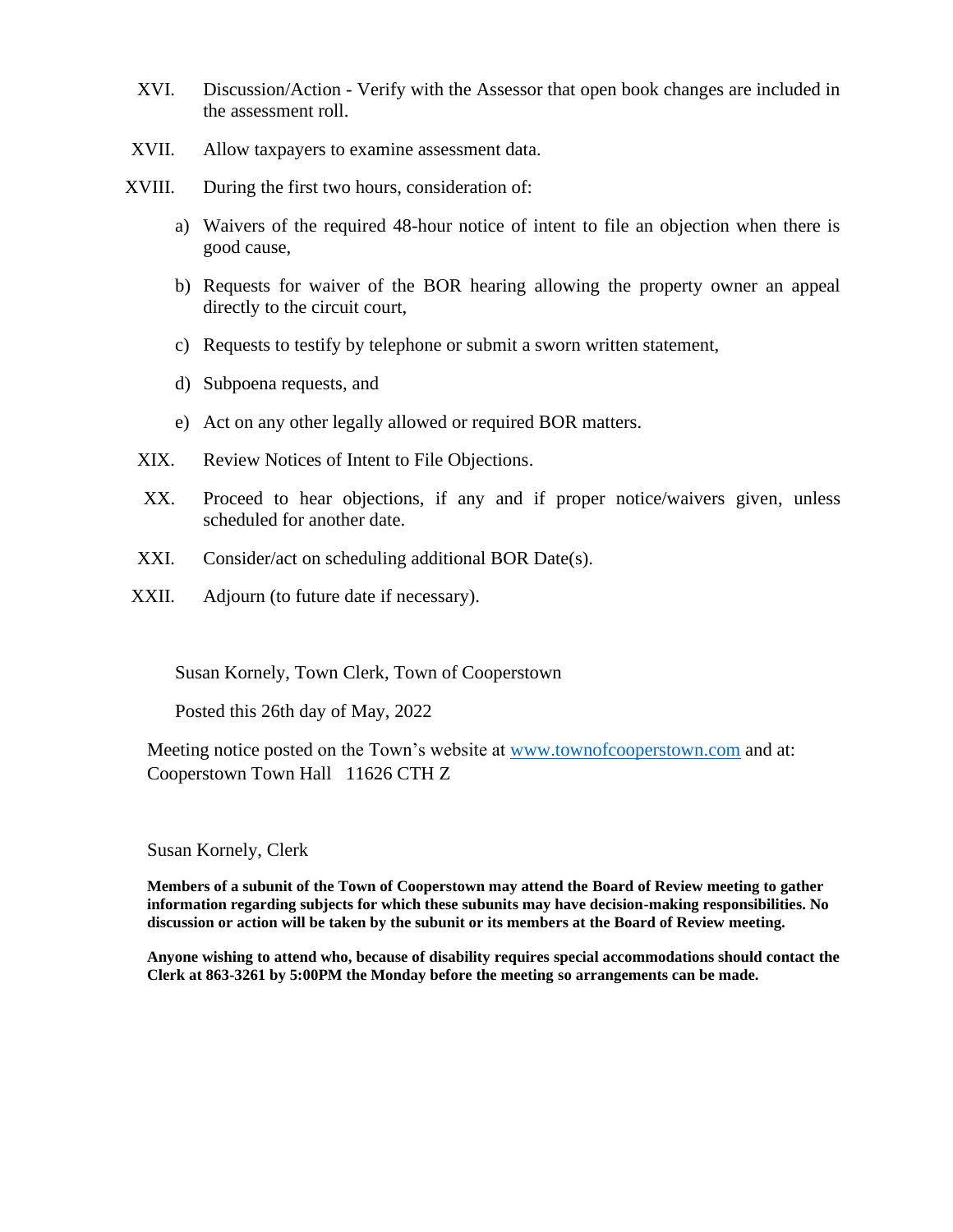XVI. Discussion/Action - Verify with the Assessor that open book changes are included in the assessment roll.

XVII. Allow taxpayers to examine assessment data.

XVIII. During the first two hours, consideration of:

a) Waivers of the required 48-hour notice of intent to file an objection when there is good cause,

b) Requests for waiver of the BOR hearing allowing the property owner an appeal directly to the circuit court,

c) Requests to testify by telephone or submit a sworn written statement,

d) Subpoena requests, and

e) Act on any other legally allowed or required BOR matters.

XIX. Review Notices of Intent to File Objections.

XX. Proceed to hear objections, if any and if proper notice/waivers given, unless scheduled for another date.

XXI. Consider/act on scheduling additional BOR Date(s).

XXII. Adjourn (to future date if necessary).

Susan Kornely, Town Clerk, Town of Cooperstown

Posted this 26th day of May, 2022

Meeting notice posted on the Town's website at [www.townofcooperstown.com](www.townofcooperstown.com) and at:
Cooperstown Town Hall 11626 CTH Z

Susan Kornely, Clerk

**Members of a subunit of the Town of Cooperstown may attend the Board of Review meeting to gather information regarding subjects for which these subunits may have decision-making responsibilities. No discussion or action will be taken by the subunit or its members at the Board of Review meeting.**

**Anyone wishing to attend who, because of disability requires special accommodations should contact the Clerk at 863-3261 by 5:00PM the Monday before the meeting so arrangements can be made.**